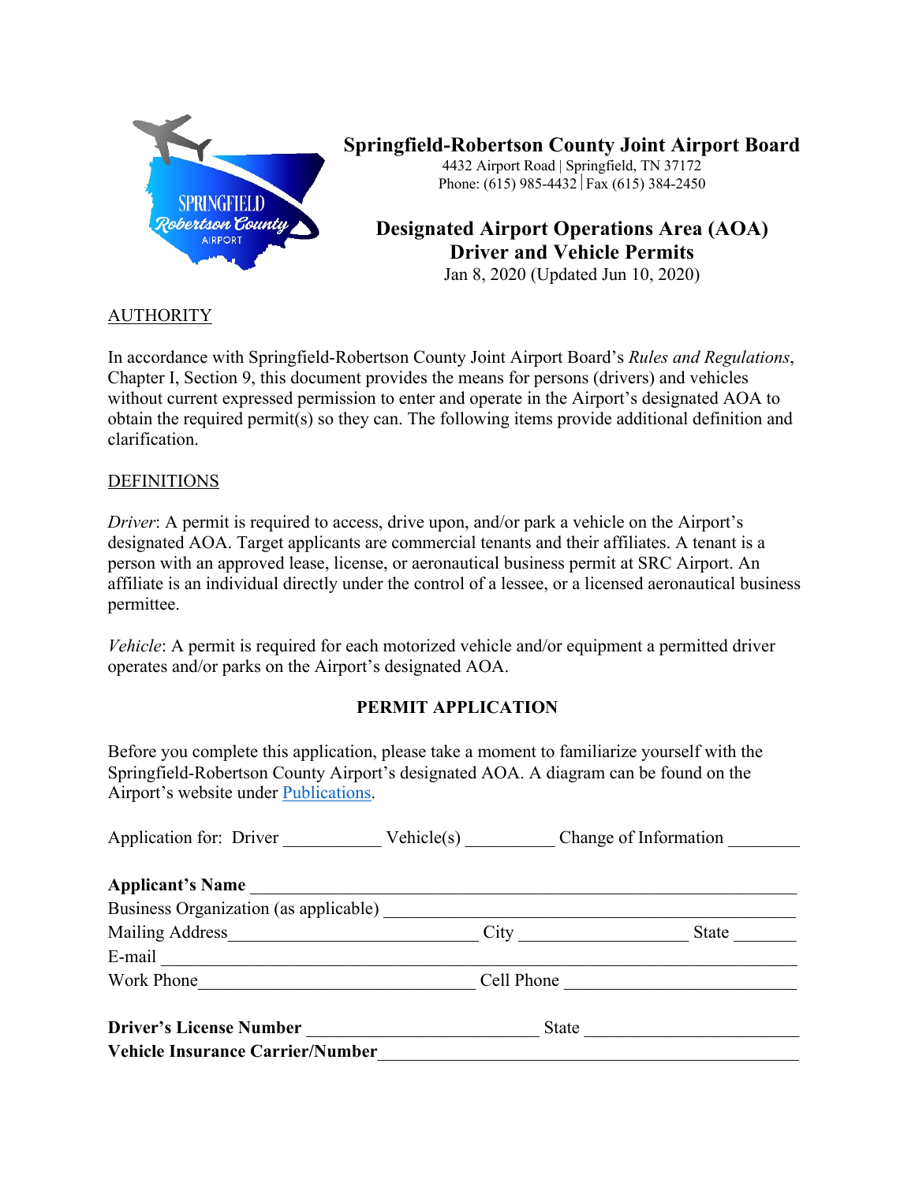# Springfield-Robertson County Joint Airport Board

4432 Airport Road | Springfield, TN 37172
Phone: (615) 985-4432 | Fax (615) 384-2450

## Designated Airport Operations Area (AOA) Driver and Vehicle Permits

Jan 8, 2020 (Updated Jun 10, 2020)

AUTHORITY

In accordance with Springfield-Robertson County Joint Airport Board's *Rules and Regulations*, Chapter I, Section 9, this document provides the means for persons (drivers) and vehicles without current expressed permission to enter and operate in the Airport's designated AOA to obtain the required permit(s) so they can. The following items provide additional definition and clarification.

DEFINITIONS

*Driver*: A permit is required to access, drive upon, and/or park a vehicle on the Airport's designated AOA. Target applicants are commercial tenants and their affiliates. A tenant is a person with an approved lease, license, or aeronautical business permit at SRC Airport. An affiliate is an individual directly under the control of a lessee, or a licensed aeronautical business permittee.

*Vehicle*: A permit is required for each motorized vehicle and/or equipment a permitted driver operates and/or parks on the Airport's designated AOA.

**PERMIT APPLICATION**

Before you complete this application, please take a moment to familiarize yourself with the Springfield-Robertson County Airport's designated AOA. A diagram can be found on the Airport's website under Publications.

Application for: Driver ___________ Vehicle(s) __________ Change of Information ________

**Applicant's Name** ____________________________________________________________

Business Organization (as applicable) ______________________________________________

Mailing Address___________________________ City ___________________ State _______

E-mail ______________________________________________________________________

Work Phone______________________________ Cell Phone _________________________

**Driver's License Number** __________________________ State _______________________

**Vehicle Insurance Carrier/Number**______________________________________________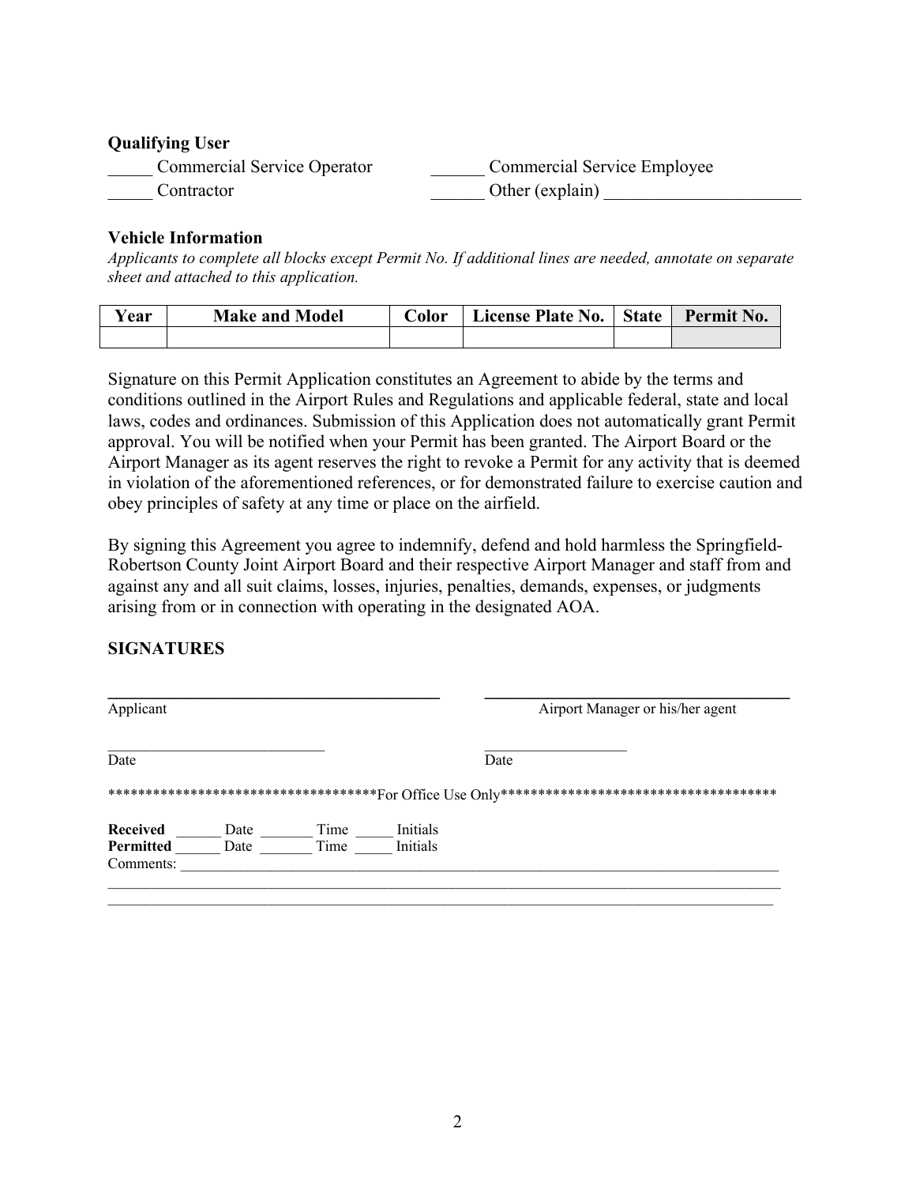**Qualifying User**

_____ Commercial Service Operator ______ Commercial Service Employee

_____ Contractor ______ Other (explain) ______________________

**Vehicle Information**

*Applicants to complete all blocks except Permit No. If additional lines are needed, annotate on separate sheet and attached to this application.*

| Year | Make and Model | Color | License Plate No. | State | Permit No. |
|---|---|---|---|---|---|
| | | | | | |

Signature on this Permit Application constitutes an Agreement to abide by the terms and conditions outlined in the Airport Rules and Regulations and applicable federal, state and local laws, codes and ordinances. Submission of this Application does not automatically grant Permit approval. You will be notified when your Permit has been granted. The Airport Board or the Airport Manager as its agent reserves the right to revoke a Permit for any activity that is deemed in violation of the aforementioned references, or for demonstrated failure to exercise caution and obey principles of safety at any time or place on the airfield.

By signing this Agreement you agree to indemnify, defend and hold harmless the Springfield-Robertson County Joint Airport Board and their respective Airport Manager and staff from and against any and all suit claims, losses, injuries, penalties, demands, expenses, or judgments arising from or in connection with operating in the designated AOA.

**SIGNATURES**

_______________________________________ _______________________________________

Applicant Airport Manager or his/her agent

_____________________________ ___________________

Date Date

*************************************For Office Use Only**************************************

**Received** ______ Date _______ Time _____ Initials

**Permitted** ______ Date _______ Time _____ Initials

Comments: ______________________________________________________________________________

_______________________________________________________________________________________

_______________________________________________________________________________________